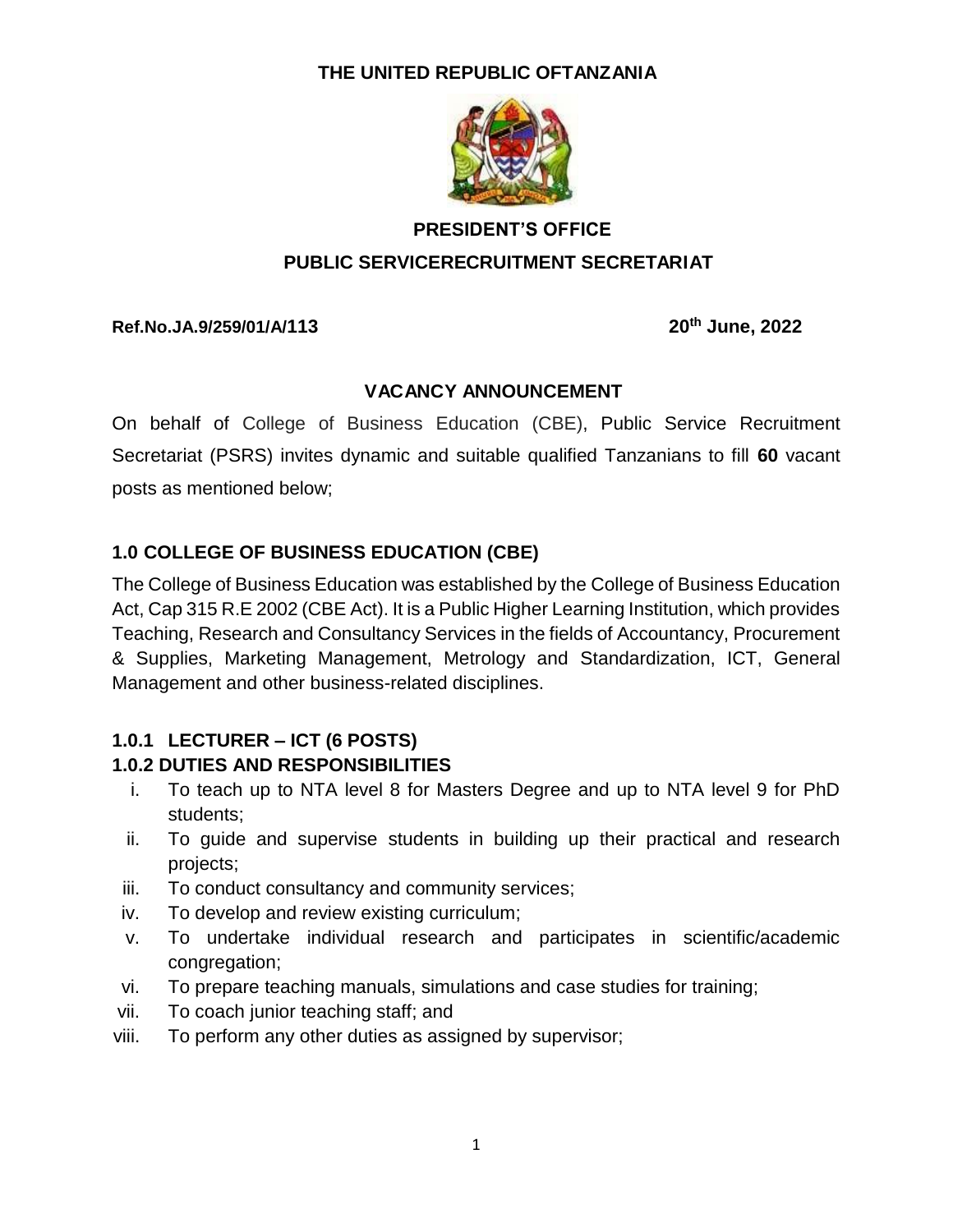**THE UNITED REPUBLIC OFTANZANIA**

**PRESIDENT'S OFFICE**

**PUBLIC SERVICERECRUITMENT SECRETARIAT**

**Ref.No.JA.9/259/01/A/113** **20th June, 2022**

**VACANCY ANNOUNCEMENT**

On behalf of College of Business Education (CBE), Public Service Recruitment Secretariat (PSRS) invites dynamic and suitable qualified Tanzanians to fill **60** vacant posts as mentioned below;

## 1.0 COLLEGE OF BUSINESS EDUCATION (CBE)

The College of Business Education was established by the College of Business Education Act, Cap 315 R.E 2002 (CBE Act). It is a Public Higher Learning Institution, which provides Teaching, Research and Consultancy Services in the fields of Accountancy, Procurement & Supplies, Marketing Management, Metrology and Standardization, ICT, General Management and other business-related disciplines.

### 1.0.1 LECTURER – ICT (6 POSTS)

### 1.0.2 DUTIES AND RESPONSIBILITIES

i. To teach up to NTA level 8 for Masters Degree and up to NTA level 9 for PhD students;
ii. To guide and supervise students in building up their practical and research projects;
iii. To conduct consultancy and community services;
iv. To develop and review existing curriculum;
v. To undertake individual research and participates in scientific/academic congregation;
vi. To prepare teaching manuals, simulations and case studies for training;
vii. To coach junior teaching staff; and
viii. To perform any other duties as assigned by supervisor;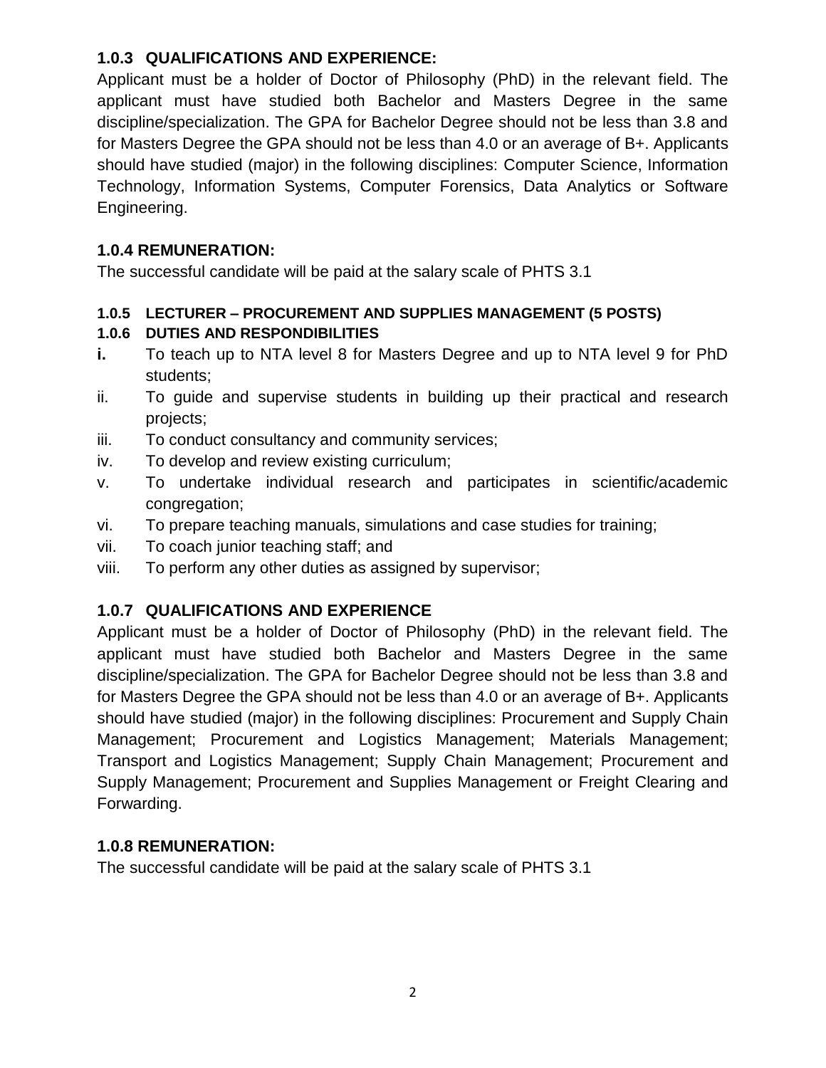### 1.0.3 QUALIFICATIONS AND EXPERIENCE:

Applicant must be a holder of Doctor of Philosophy (PhD) in the relevant field. The applicant must have studied both Bachelor and Masters Degree in the same discipline/specialization. The GPA for Bachelor Degree should not be less than 3.8 and for Masters Degree the GPA should not be less than 4.0 or an average of B+. Applicants should have studied (major) in the following disciplines: Computer Science, Information Technology, Information Systems, Computer Forensics, Data Analytics or Software Engineering.

### 1.0.4 REMUNERATION:

The successful candidate will be paid at the salary scale of PHTS 3.1

### 1.0.5 LECTURER – PROCUREMENT AND SUPPLIES MANAGEMENT (5 POSTS)

### 1.0.6 DUTIES AND RESPONDIBILITIES

- **i.** To teach up to NTA level 8 for Masters Degree and up to NTA level 9 for PhD students;
- ii. To guide and supervise students in building up their practical and research projects;
- iii. To conduct consultancy and community services;
- iv. To develop and review existing curriculum;
- v. To undertake individual research and participates in scientific/academic congregation;
- vi. To prepare teaching manuals, simulations and case studies for training;
- vii. To coach junior teaching staff; and
- viii. To perform any other duties as assigned by supervisor;

### 1.0.7 QUALIFICATIONS AND EXPERIENCE

Applicant must be a holder of Doctor of Philosophy (PhD) in the relevant field. The applicant must have studied both Bachelor and Masters Degree in the same discipline/specialization. The GPA for Bachelor Degree should not be less than 3.8 and for Masters Degree the GPA should not be less than 4.0 or an average of B+. Applicants should have studied (major) in the following disciplines: Procurement and Supply Chain Management; Procurement and Logistics Management; Materials Management; Transport and Logistics Management; Supply Chain Management; Procurement and Supply Management; Procurement and Supplies Management or Freight Clearing and Forwarding.

### 1.0.8 REMUNERATION:

The successful candidate will be paid at the salary scale of PHTS 3.1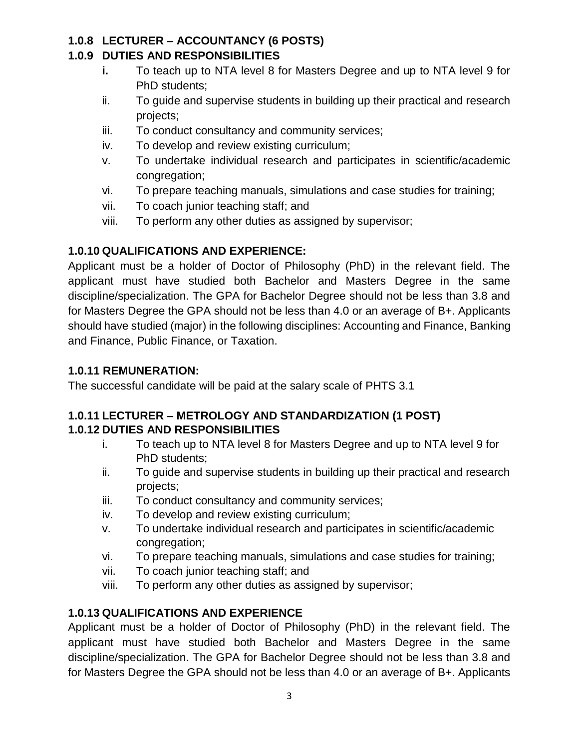### 1.0.8 LECTURER – ACCOUNTANCY (6 POSTS)

### 1.0.9 DUTIES AND RESPONSIBILITIES

- **i.** To teach up to NTA level 8 for Masters Degree and up to NTA level 9 for PhD students;
- ii. To guide and supervise students in building up their practical and research projects;
- iii. To conduct consultancy and community services;
- iv. To develop and review existing curriculum;
- v. To undertake individual research and participates in scientific/academic congregation;
- vi. To prepare teaching manuals, simulations and case studies for training;
- vii. To coach junior teaching staff; and
- viii. To perform any other duties as assigned by supervisor;

### 1.0.10 QUALIFICATIONS AND EXPERIENCE:

Applicant must be a holder of Doctor of Philosophy (PhD) in the relevant field. The applicant must have studied both Bachelor and Masters Degree in the same discipline/specialization. The GPA for Bachelor Degree should not be less than 3.8 and for Masters Degree the GPA should not be less than 4.0 or an average of B+. Applicants should have studied (major) in the following disciplines: Accounting and Finance, Banking and Finance, Public Finance, or Taxation.

### 1.0.11 REMUNERATION:

The successful candidate will be paid at the salary scale of PHTS 3.1

### 1.0.11 LECTURER – METROLOGY AND STANDARDIZATION (1 POST)

### 1.0.12 DUTIES AND RESPONSIBILITIES

- i. To teach up to NTA level 8 for Masters Degree and up to NTA level 9 for PhD students;
- ii. To guide and supervise students in building up their practical and research projects;
- iii. To conduct consultancy and community services;
- iv. To develop and review existing curriculum;
- v. To undertake individual research and participates in scientific/academic congregation;
- vi. To prepare teaching manuals, simulations and case studies for training;
- vii. To coach junior teaching staff; and
- viii. To perform any other duties as assigned by supervisor;

### 1.0.13 QUALIFICATIONS AND EXPERIENCE

Applicant must be a holder of Doctor of Philosophy (PhD) in the relevant field. The applicant must have studied both Bachelor and Masters Degree in the same discipline/specialization. The GPA for Bachelor Degree should not be less than 3.8 and for Masters Degree the GPA should not be less than 4.0 or an average of B+. Applicants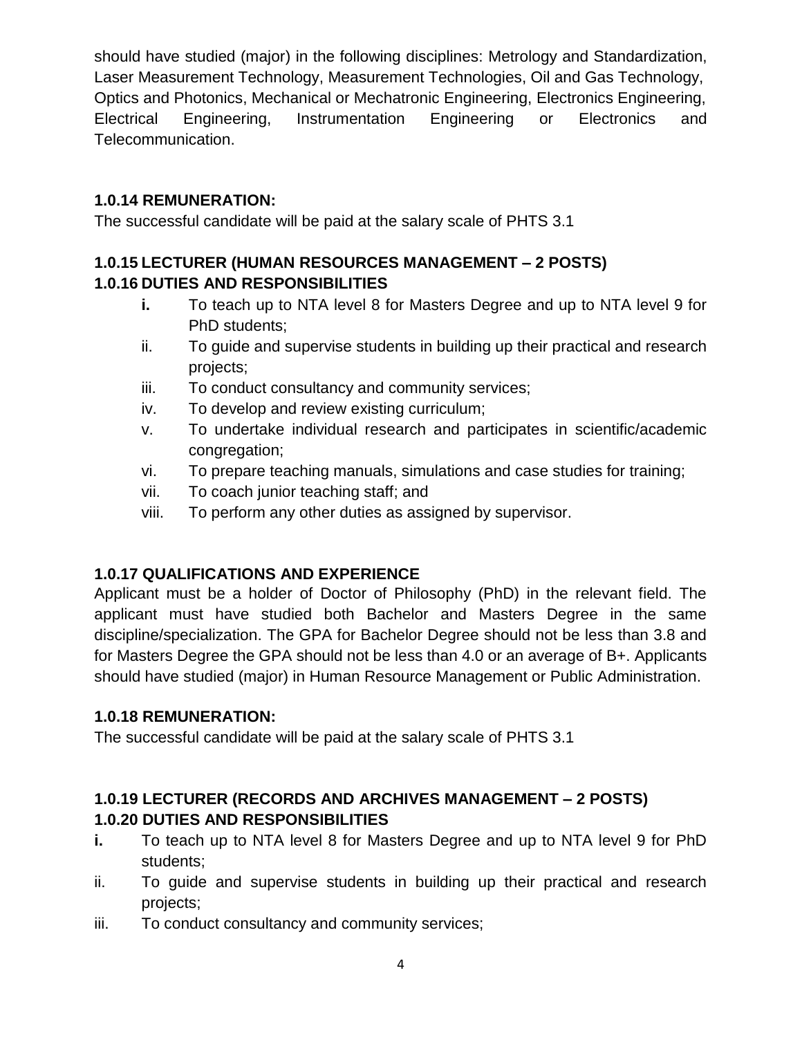should have studied (major) in the following disciplines: Metrology and Standardization, Laser Measurement Technology, Measurement Technologies, Oil and Gas Technology, Optics and Photonics, Mechanical or Mechatronic Engineering, Electronics Engineering, Electrical Engineering, Instrumentation Engineering or Electronics and Telecommunication.

**1.0.14 REMUNERATION:**

The successful candidate will be paid at the salary scale of PHTS 3.1

**1.0.15 LECTURER (HUMAN RESOURCES MANAGEMENT – 2 POSTS)**

**1.0.16 DUTIES AND RESPONSIBILITIES**

- **i.** To teach up to NTA level 8 for Masters Degree and up to NTA level 9 for PhD students;
- ii. To guide and supervise students in building up their practical and research projects;
- iii. To conduct consultancy and community services;
- iv. To develop and review existing curriculum;
- v. To undertake individual research and participates in scientific/academic congregation;
- vi. To prepare teaching manuals, simulations and case studies for training;
- vii. To coach junior teaching staff; and
- viii. To perform any other duties as assigned by supervisor.

**1.0.17 QUALIFICATIONS AND EXPERIENCE**

Applicant must be a holder of Doctor of Philosophy (PhD) in the relevant field. The applicant must have studied both Bachelor and Masters Degree in the same discipline/specialization. The GPA for Bachelor Degree should not be less than 3.8 and for Masters Degree the GPA should not be less than 4.0 or an average of B+. Applicants should have studied (major) in Human Resource Management or Public Administration.

**1.0.18 REMUNERATION:**

The successful candidate will be paid at the salary scale of PHTS 3.1

**1.0.19 LECTURER (RECORDS AND ARCHIVES MANAGEMENT – 2 POSTS)**

**1.0.20 DUTIES AND RESPONSIBILITIES**

- **i.** To teach up to NTA level 8 for Masters Degree and up to NTA level 9 for PhD students;
- ii. To guide and supervise students in building up their practical and research projects;
- iii. To conduct consultancy and community services;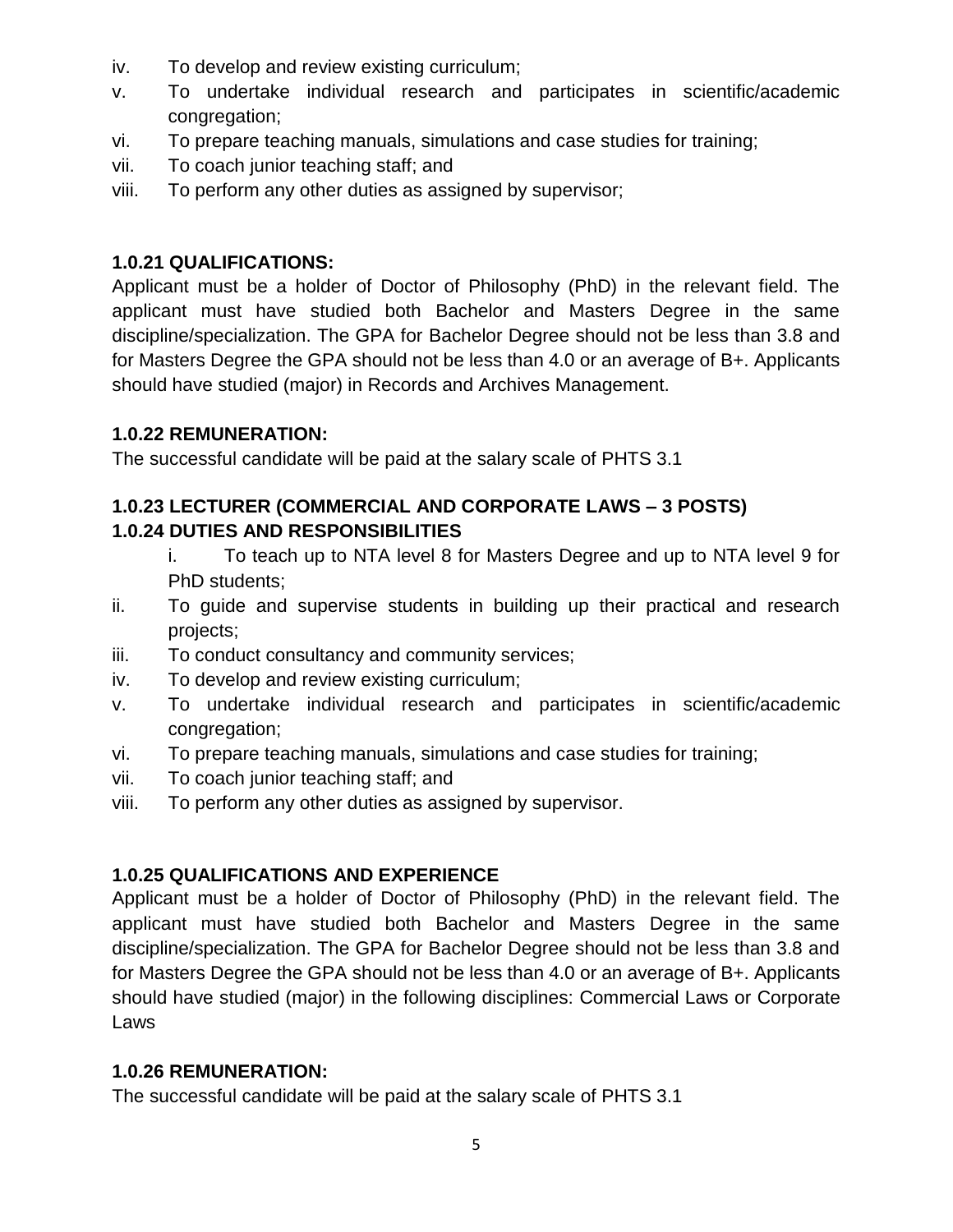iv. To develop and review existing curriculum;
v. To undertake individual research and participates in scientific/academic congregation;
vi. To prepare teaching manuals, simulations and case studies for training;
vii. To coach junior teaching staff; and
viii. To perform any other duties as assigned by supervisor;

**1.0.21 QUALIFICATIONS:**

Applicant must be a holder of Doctor of Philosophy (PhD) in the relevant field. The applicant must have studied both Bachelor and Masters Degree in the same discipline/specialization. The GPA for Bachelor Degree should not be less than 3.8 and for Masters Degree the GPA should not be less than 4.0 or an average of B+. Applicants should have studied (major) in Records and Archives Management.

**1.0.22 REMUNERATION:**

The successful candidate will be paid at the salary scale of PHTS 3.1

**1.0.23 LECTURER (COMMERCIAL AND CORPORATE LAWS – 3 POSTS)**

**1.0.24 DUTIES AND RESPONSIBILITIES**

i. To teach up to NTA level 8 for Masters Degree and up to NTA level 9 for PhD students;
ii. To guide and supervise students in building up their practical and research projects;
iii. To conduct consultancy and community services;
iv. To develop and review existing curriculum;
v. To undertake individual research and participates in scientific/academic congregation;
vi. To prepare teaching manuals, simulations and case studies for training;
vii. To coach junior teaching staff; and
viii. To perform any other duties as assigned by supervisor.

**1.0.25 QUALIFICATIONS AND EXPERIENCE**

Applicant must be a holder of Doctor of Philosophy (PhD) in the relevant field. The applicant must have studied both Bachelor and Masters Degree in the same discipline/specialization. The GPA for Bachelor Degree should not be less than 3.8 and for Masters Degree the GPA should not be less than 4.0 or an average of B+. Applicants should have studied (major) in the following disciplines: Commercial Laws or Corporate Laws

**1.0.26 REMUNERATION:**

The successful candidate will be paid at the salary scale of PHTS 3.1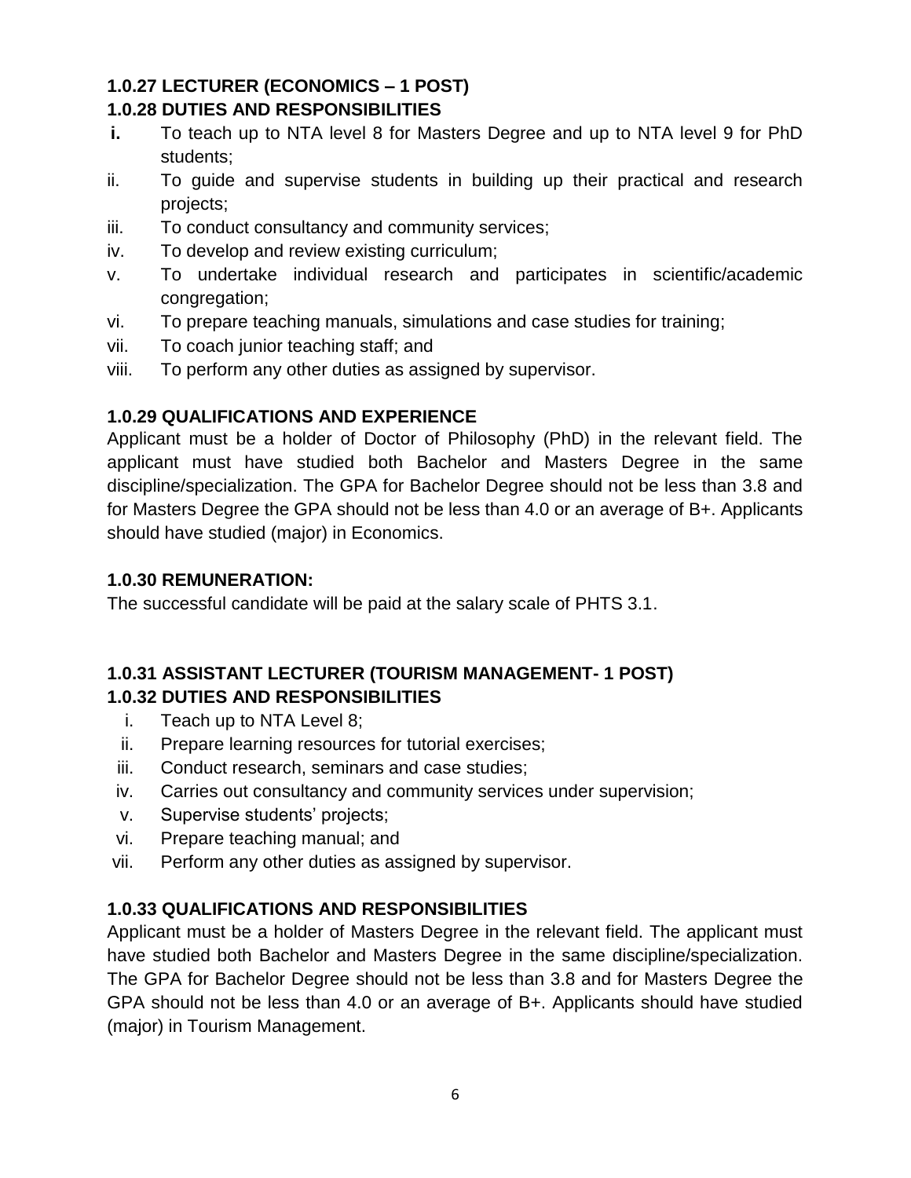### 1.0.27 LECTURER (ECONOMICS – 1 POST)

### 1.0.28 DUTIES AND RESPONSIBILITIES

i. To teach up to NTA level 8 for Masters Degree and up to NTA level 9 for PhD students;
ii. To guide and supervise students in building up their practical and research projects;
iii. To conduct consultancy and community services;
iv. To develop and review existing curriculum;
v. To undertake individual research and participates in scientific/academic congregation;
vi. To prepare teaching manuals, simulations and case studies for training;
vii. To coach junior teaching staff; and
viii. To perform any other duties as assigned by supervisor.

### 1.0.29 QUALIFICATIONS AND EXPERIENCE

Applicant must be a holder of Doctor of Philosophy (PhD) in the relevant field. The applicant must have studied both Bachelor and Masters Degree in the same discipline/specialization. The GPA for Bachelor Degree should not be less than 3.8 and for Masters Degree the GPA should not be less than 4.0 or an average of B+. Applicants should have studied (major) in Economics.

### 1.0.30 REMUNERATION:

The successful candidate will be paid at the salary scale of PHTS 3.1.

### 1.0.31 ASSISTANT LECTURER (TOURISM MANAGEMENT- 1 POST)

### 1.0.32 DUTIES AND RESPONSIBILITIES

i. Teach up to NTA Level 8;
ii. Prepare learning resources for tutorial exercises;
iii. Conduct research, seminars and case studies;
iv. Carries out consultancy and community services under supervision;
v. Supervise students' projects;
vi. Prepare teaching manual; and
vii. Perform any other duties as assigned by supervisor.

### 1.0.33 QUALIFICATIONS AND RESPONSIBILITIES

Applicant must be a holder of Masters Degree in the relevant field. The applicant must have studied both Bachelor and Masters Degree in the same discipline/specialization. The GPA for Bachelor Degree should not be less than 3.8 and for Masters Degree the GPA should not be less than 4.0 or an average of B+. Applicants should have studied (major) in Tourism Management.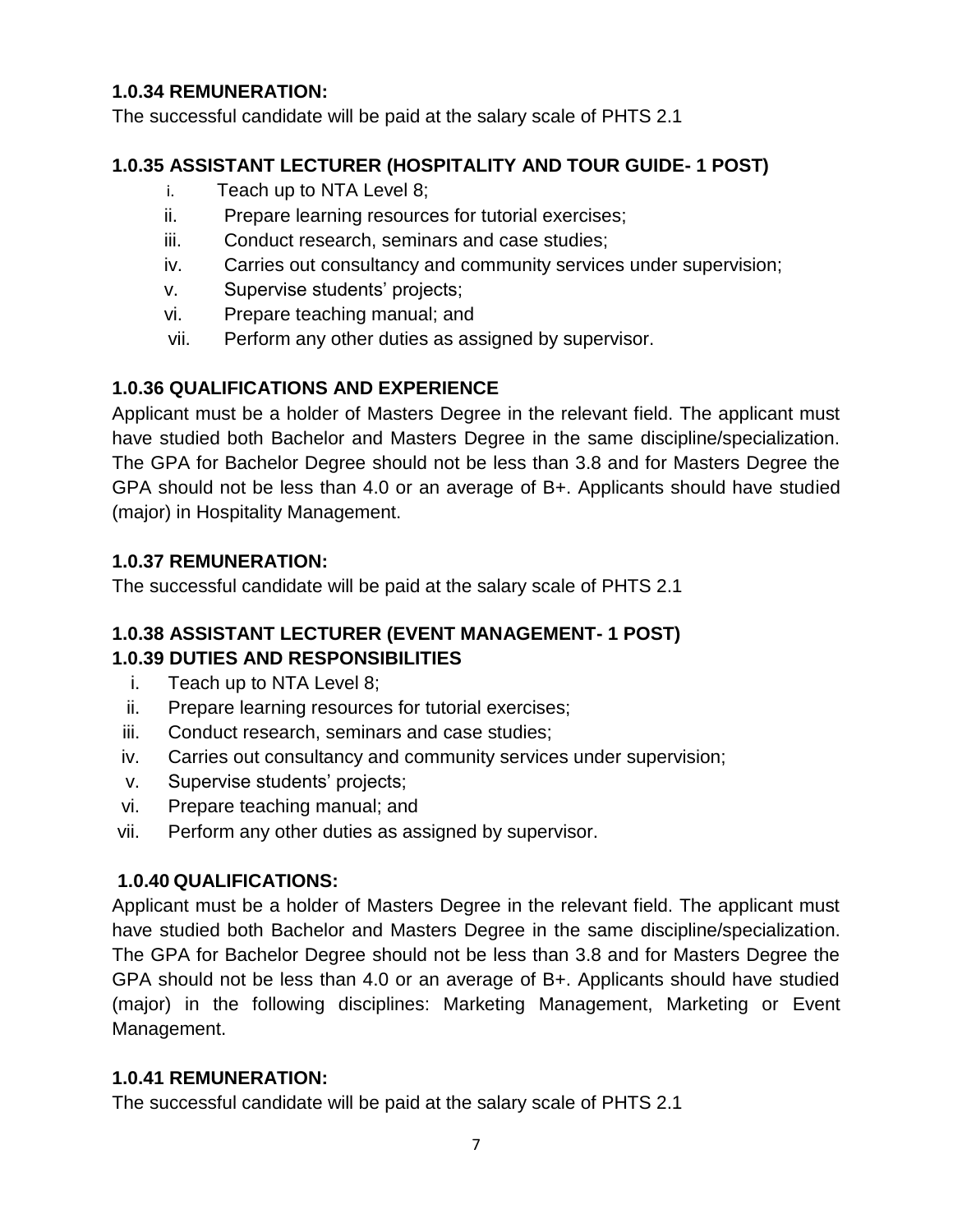### 1.0.34 REMUNERATION:

The successful candidate will be paid at the salary scale of PHTS 2.1

### 1.0.35 ASSISTANT LECTURER (HOSPITALITY AND TOUR GUIDE- 1 POST)

i. Teach up to NTA Level 8;
ii. Prepare learning resources for tutorial exercises;
iii. Conduct research, seminars and case studies;
iv. Carries out consultancy and community services under supervision;
v. Supervise students' projects;
vi. Prepare teaching manual; and
vii. Perform any other duties as assigned by supervisor.

### 1.0.36 QUALIFICATIONS AND EXPERIENCE

Applicant must be a holder of Masters Degree in the relevant field. The applicant must have studied both Bachelor and Masters Degree in the same discipline/specialization. The GPA for Bachelor Degree should not be less than 3.8 and for Masters Degree the GPA should not be less than 4.0 or an average of B+. Applicants should have studied (major) in Hospitality Management.

### 1.0.37 REMUNERATION:

The successful candidate will be paid at the salary scale of PHTS 2.1

### 1.0.38 ASSISTANT LECTURER (EVENT MANAGEMENT- 1 POST)

### 1.0.39 DUTIES AND RESPONSIBILITIES

i. Teach up to NTA Level 8;
ii. Prepare learning resources for tutorial exercises;
iii. Conduct research, seminars and case studies;
iv. Carries out consultancy and community services under supervision;
v. Supervise students' projects;
vi. Prepare teaching manual; and
vii. Perform any other duties as assigned by supervisor.

### 1.0.40 QUALIFICATIONS:

Applicant must be a holder of Masters Degree in the relevant field. The applicant must have studied both Bachelor and Masters Degree in the same discipline/specialization. The GPA for Bachelor Degree should not be less than 3.8 and for Masters Degree the GPA should not be less than 4.0 or an average of B+. Applicants should have studied (major) in the following disciplines: Marketing Management, Marketing or Event Management.

### 1.0.41 REMUNERATION:

The successful candidate will be paid at the salary scale of PHTS 2.1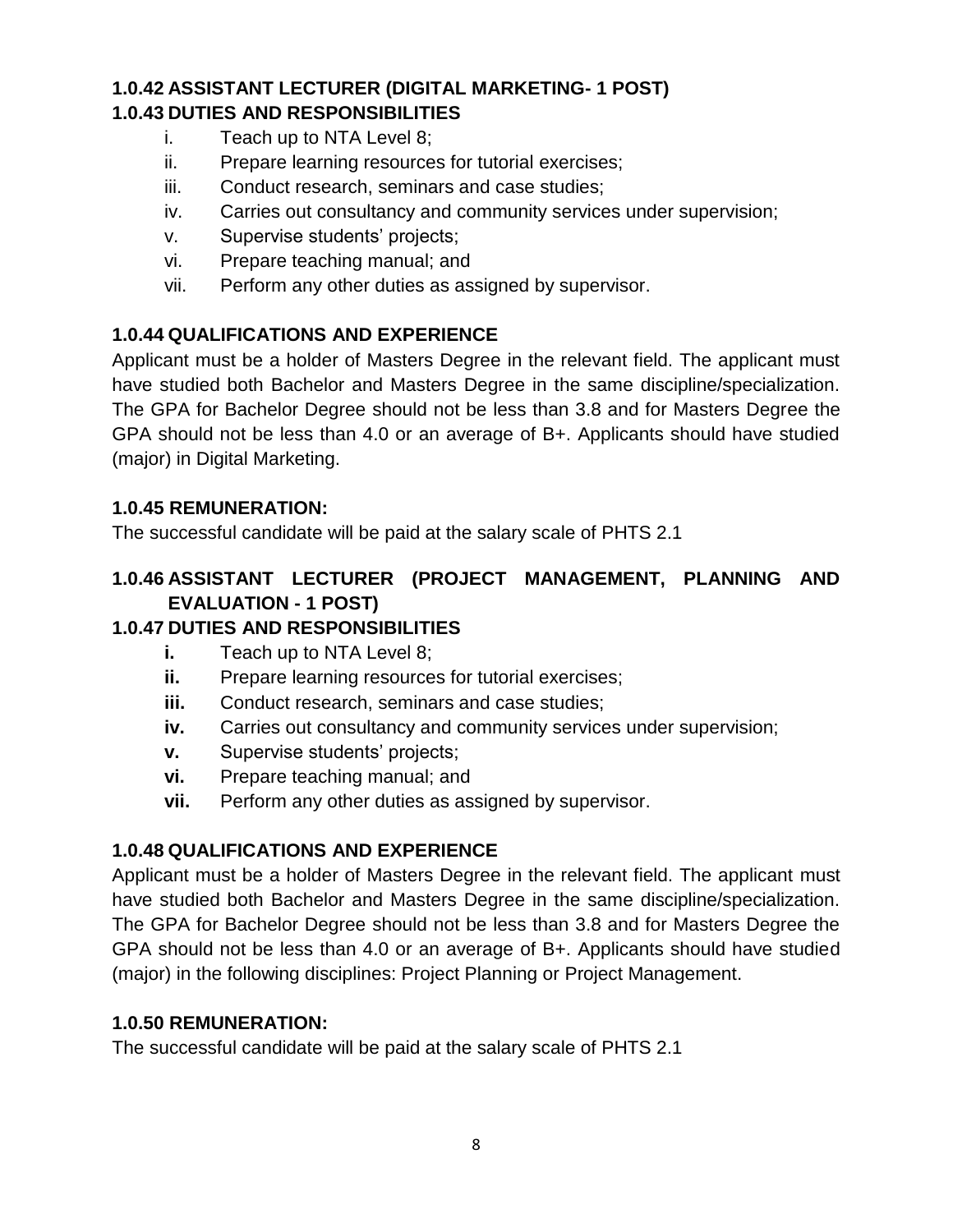### 1.0.42 ASSISTANT LECTURER (DIGITAL MARKETING- 1 POST)

### 1.0.43 DUTIES AND RESPONSIBILITIES

i. Teach up to NTA Level 8;
ii. Prepare learning resources for tutorial exercises;
iii. Conduct research, seminars and case studies;
iv. Carries out consultancy and community services under supervision;
v. Supervise students' projects;
vi. Prepare teaching manual; and
vii. Perform any other duties as assigned by supervisor.

### 1.0.44 QUALIFICATIONS AND EXPERIENCE

Applicant must be a holder of Masters Degree in the relevant field. The applicant must have studied both Bachelor and Masters Degree in the same discipline/specialization. The GPA for Bachelor Degree should not be less than 3.8 and for Masters Degree the GPA should not be less than 4.0 or an average of B+. Applicants should have studied (major) in Digital Marketing.

### 1.0.45 REMUNERATION:

The successful candidate will be paid at the salary scale of PHTS 2.1

### 1.0.46 ASSISTANT LECTURER (PROJECT MANAGEMENT, PLANNING AND EVALUATION - 1 POST)

### 1.0.47 DUTIES AND RESPONSIBILITIES

**i.** Teach up to NTA Level 8;
**ii.** Prepare learning resources for tutorial exercises;
**iii.** Conduct research, seminars and case studies;
**iv.** Carries out consultancy and community services under supervision;
**v.** Supervise students' projects;
**vi.** Prepare teaching manual; and
**vii.** Perform any other duties as assigned by supervisor.

### 1.0.48 QUALIFICATIONS AND EXPERIENCE

Applicant must be a holder of Masters Degree in the relevant field. The applicant must have studied both Bachelor and Masters Degree in the same discipline/specialization. The GPA for Bachelor Degree should not be less than 3.8 and for Masters Degree the GPA should not be less than 4.0 or an average of B+. Applicants should have studied (major) in the following disciplines: Project Planning or Project Management.

### 1.0.50 REMUNERATION:

The successful candidate will be paid at the salary scale of PHTS 2.1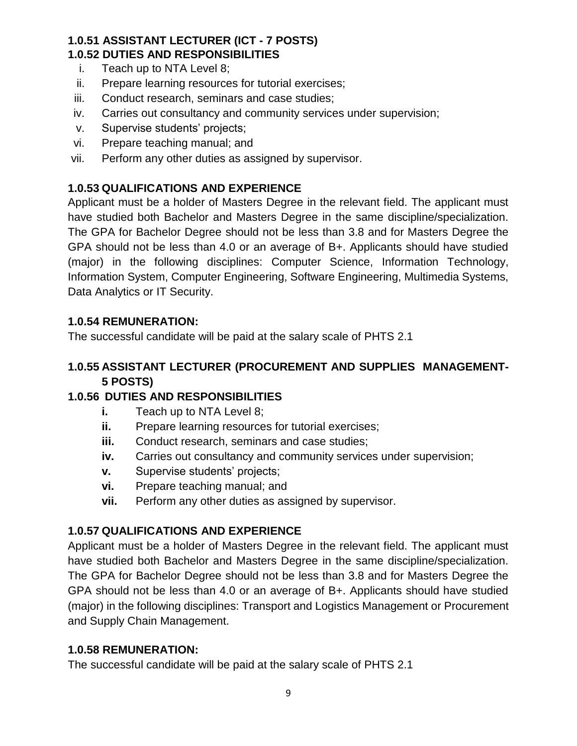### 1.0.51 ASSISTANT LECTURER (ICT - 7 POSTS)

### 1.0.52 DUTIES AND RESPONSIBILITIES

i. Teach up to NTA Level 8;
ii. Prepare learning resources for tutorial exercises;
iii. Conduct research, seminars and case studies;
iv. Carries out consultancy and community services under supervision;
v. Supervise students' projects;
vi. Prepare teaching manual; and
vii. Perform any other duties as assigned by supervisor.

### 1.0.53 QUALIFICATIONS AND EXPERIENCE

Applicant must be a holder of Masters Degree in the relevant field. The applicant must have studied both Bachelor and Masters Degree in the same discipline/specialization. The GPA for Bachelor Degree should not be less than 3.8 and for Masters Degree the GPA should not be less than 4.0 or an average of B+. Applicants should have studied (major) in the following disciplines: Computer Science, Information Technology, Information System, Computer Engineering, Software Engineering, Multimedia Systems, Data Analytics or IT Security.

### 1.0.54 REMUNERATION:

The successful candidate will be paid at the salary scale of PHTS 2.1

### 1.0.55 ASSISTANT LECTURER (PROCUREMENT AND SUPPLIES MANAGEMENT- 5 POSTS)

### 1.0.56 DUTIES AND RESPONSIBILITIES

**i.** Teach up to NTA Level 8;
**ii.** Prepare learning resources for tutorial exercises;
**iii.** Conduct research, seminars and case studies;
**iv.** Carries out consultancy and community services under supervision;
**v.** Supervise students' projects;
**vi.** Prepare teaching manual; and
**vii.** Perform any other duties as assigned by supervisor.

### 1.0.57 QUALIFICATIONS AND EXPERIENCE

Applicant must be a holder of Masters Degree in the relevant field. The applicant must have studied both Bachelor and Masters Degree in the same discipline/specialization. The GPA for Bachelor Degree should not be less than 3.8 and for Masters Degree the GPA should not be less than 4.0 or an average of B+. Applicants should have studied (major) in the following disciplines: Transport and Logistics Management or Procurement and Supply Chain Management.

### 1.0.58 REMUNERATION:

The successful candidate will be paid at the salary scale of PHTS 2.1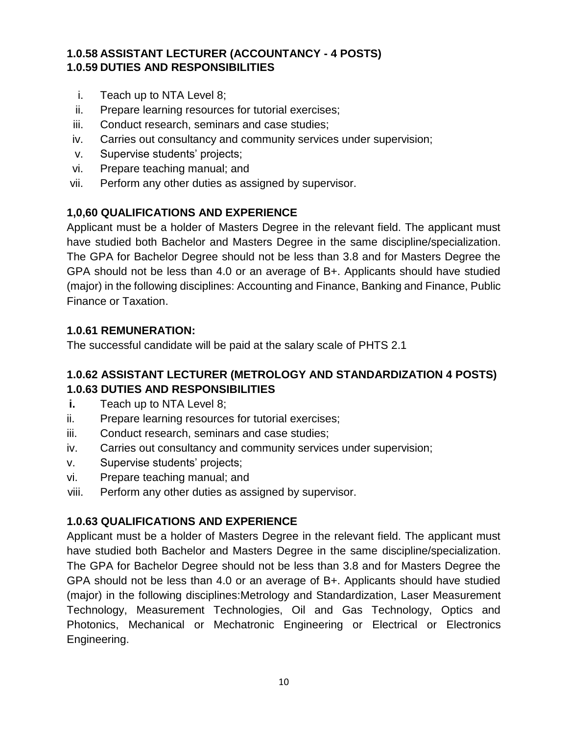### 1.0.58 ASSISTANT LECTURER (ACCOUNTANCY - 4 POSTS)

### 1.0.59 DUTIES AND RESPONSIBILITIES

i. Teach up to NTA Level 8;
ii. Prepare learning resources for tutorial exercises;
iii. Conduct research, seminars and case studies;
iv. Carries out consultancy and community services under supervision;
v. Supervise students' projects;
vi. Prepare teaching manual; and
vii. Perform any other duties as assigned by supervisor.

### 1,0,60 QUALIFICATIONS AND EXPERIENCE

Applicant must be a holder of Masters Degree in the relevant field. The applicant must have studied both Bachelor and Masters Degree in the same discipline/specialization. The GPA for Bachelor Degree should not be less than 3.8 and for Masters Degree the GPA should not be less than 4.0 or an average of B+. Applicants should have studied (major) in the following disciplines: Accounting and Finance, Banking and Finance, Public Finance or Taxation.

### 1.0.61 REMUNERATION:

The successful candidate will be paid at the salary scale of PHTS 2.1

### 1.0.62 ASSISTANT LECTURER (METROLOGY AND STANDARDIZATION 4 POSTS)

### 1.0.63 DUTIES AND RESPONSIBILITIES

**i.** Teach up to NTA Level 8;
ii. Prepare learning resources for tutorial exercises;
iii. Conduct research, seminars and case studies;
iv. Carries out consultancy and community services under supervision;
v. Supervise students' projects;
vi. Prepare teaching manual; and
viii. Perform any other duties as assigned by supervisor.

### 1.0.63 QUALIFICATIONS AND EXPERIENCE

Applicant must be a holder of Masters Degree in the relevant field. The applicant must have studied both Bachelor and Masters Degree in the same discipline/specialization. The GPA for Bachelor Degree should not be less than 3.8 and for Masters Degree the GPA should not be less than 4.0 or an average of B+. Applicants should have studied (major) in the following disciplines:Metrology and Standardization, Laser Measurement Technology, Measurement Technologies, Oil and Gas Technology, Optics and Photonics, Mechanical or Mechatronic Engineering or Electrical or Electronics Engineering.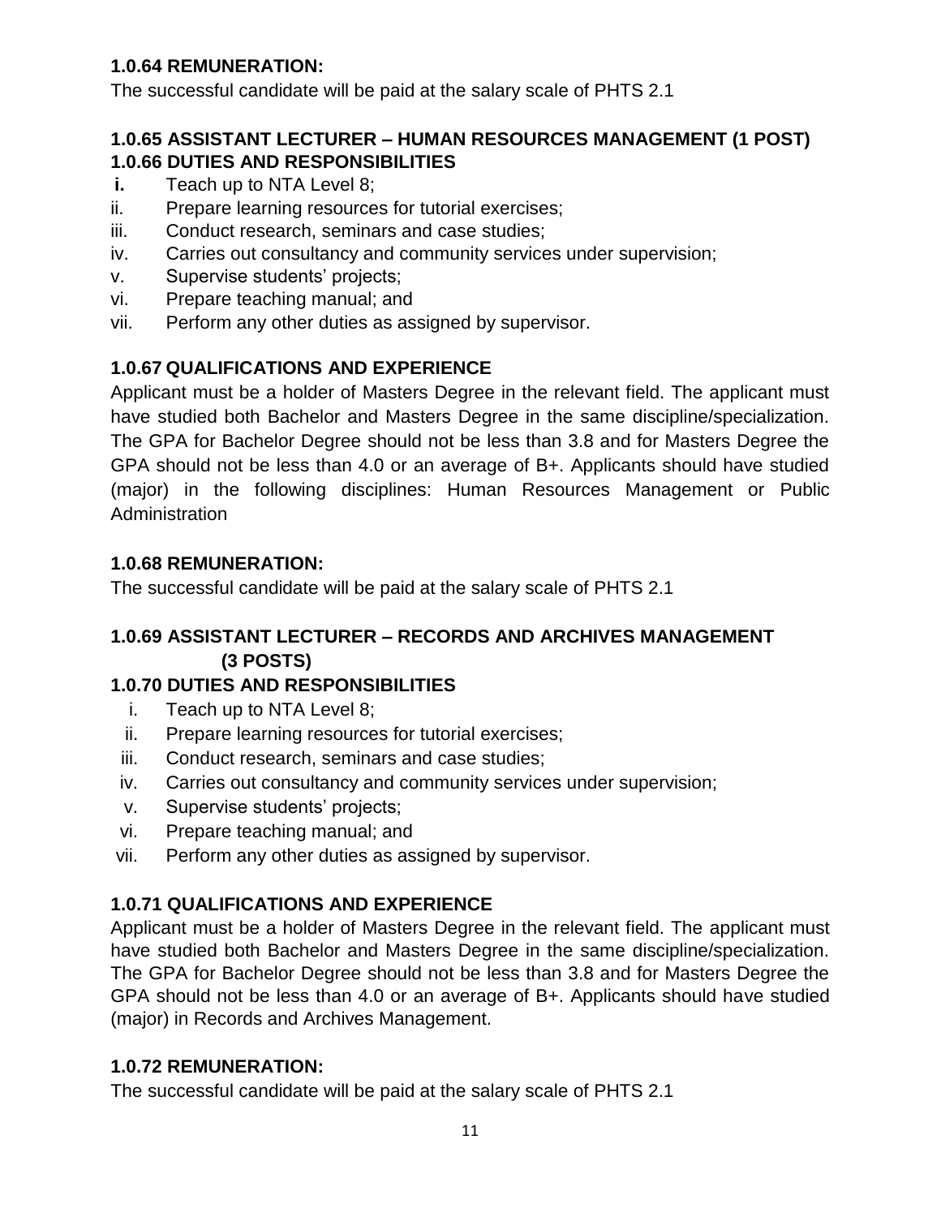### 1.0.64 REMUNERATION:

The successful candidate will be paid at the salary scale of PHTS 2.1

### 1.0.65 ASSISTANT LECTURER – HUMAN RESOURCES MANAGEMENT (1 POST)

### 1.0.66 DUTIES AND RESPONSIBILITIES

- **i.** Teach up to NTA Level 8;
- ii. Prepare learning resources for tutorial exercises;
- iii. Conduct research, seminars and case studies;
- iv. Carries out consultancy and community services under supervision;
- v. Supervise students' projects;
- vi. Prepare teaching manual; and
- vii. Perform any other duties as assigned by supervisor.

### 1.0.67 QUALIFICATIONS AND EXPERIENCE

Applicant must be a holder of Masters Degree in the relevant field. The applicant must have studied both Bachelor and Masters Degree in the same discipline/specialization. The GPA for Bachelor Degree should not be less than 3.8 and for Masters Degree the GPA should not be less than 4.0 or an average of B+. Applicants should have studied (major) in the following disciplines: Human Resources Management or Public Administration

### 1.0.68 REMUNERATION:

The successful candidate will be paid at the salary scale of PHTS 2.1

### 1.0.69 ASSISTANT LECTURER – RECORDS AND ARCHIVES MANAGEMENT (3 POSTS)

### 1.0.70 DUTIES AND RESPONSIBILITIES

- i. Teach up to NTA Level 8;
- ii. Prepare learning resources for tutorial exercises;
- iii. Conduct research, seminars and case studies;
- iv. Carries out consultancy and community services under supervision;
- v. Supervise students' projects;
- vi. Prepare teaching manual; and
- vii. Perform any other duties as assigned by supervisor.

### 1.0.71 QUALIFICATIONS AND EXPERIENCE

Applicant must be a holder of Masters Degree in the relevant field. The applicant must have studied both Bachelor and Masters Degree in the same discipline/specialization. The GPA for Bachelor Degree should not be less than 3.8 and for Masters Degree the GPA should not be less than 4.0 or an average of B+. Applicants should have studied (major) in Records and Archives Management.

### 1.0.72 REMUNERATION:

The successful candidate will be paid at the salary scale of PHTS 2.1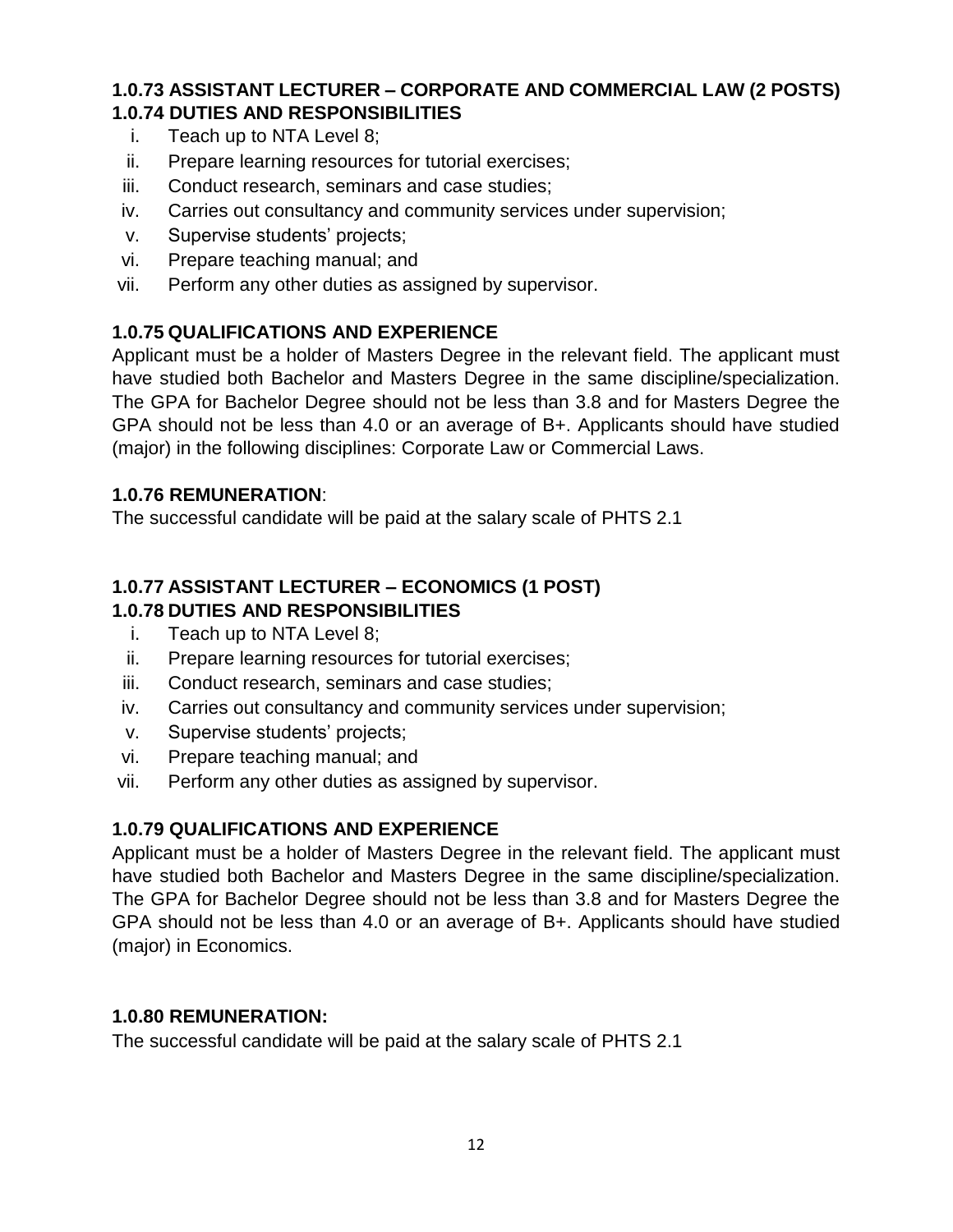### 1.0.73 ASSISTANT LECTURER – CORPORATE AND COMMERCIAL LAW (2 POSTS)

### 1.0.74 DUTIES AND RESPONSIBILITIES

i. Teach up to NTA Level 8;
ii. Prepare learning resources for tutorial exercises;
iii. Conduct research, seminars and case studies;
iv. Carries out consultancy and community services under supervision;
v. Supervise students' projects;
vi. Prepare teaching manual; and
vii. Perform any other duties as assigned by supervisor.

### 1.0.75 QUALIFICATIONS AND EXPERIENCE

Applicant must be a holder of Masters Degree in the relevant field. The applicant must have studied both Bachelor and Masters Degree in the same discipline/specialization. The GPA for Bachelor Degree should not be less than 3.8 and for Masters Degree the GPA should not be less than 4.0 or an average of B+. Applicants should have studied (major) in the following disciplines: Corporate Law or Commercial Laws.

### 1.0.76 REMUNERATION:

The successful candidate will be paid at the salary scale of PHTS 2.1

### 1.0.77 ASSISTANT LECTURER – ECONOMICS (1 POST)

### 1.0.78 DUTIES AND RESPONSIBILITIES

i. Teach up to NTA Level 8;
ii. Prepare learning resources for tutorial exercises;
iii. Conduct research, seminars and case studies;
iv. Carries out consultancy and community services under supervision;
v. Supervise students' projects;
vi. Prepare teaching manual; and
vii. Perform any other duties as assigned by supervisor.

### 1.0.79 QUALIFICATIONS AND EXPERIENCE

Applicant must be a holder of Masters Degree in the relevant field. The applicant must have studied both Bachelor and Masters Degree in the same discipline/specialization. The GPA for Bachelor Degree should not be less than 3.8 and for Masters Degree the GPA should not be less than 4.0 or an average of B+. Applicants should have studied (major) in Economics.

### 1.0.80 REMUNERATION:

The successful candidate will be paid at the salary scale of PHTS 2.1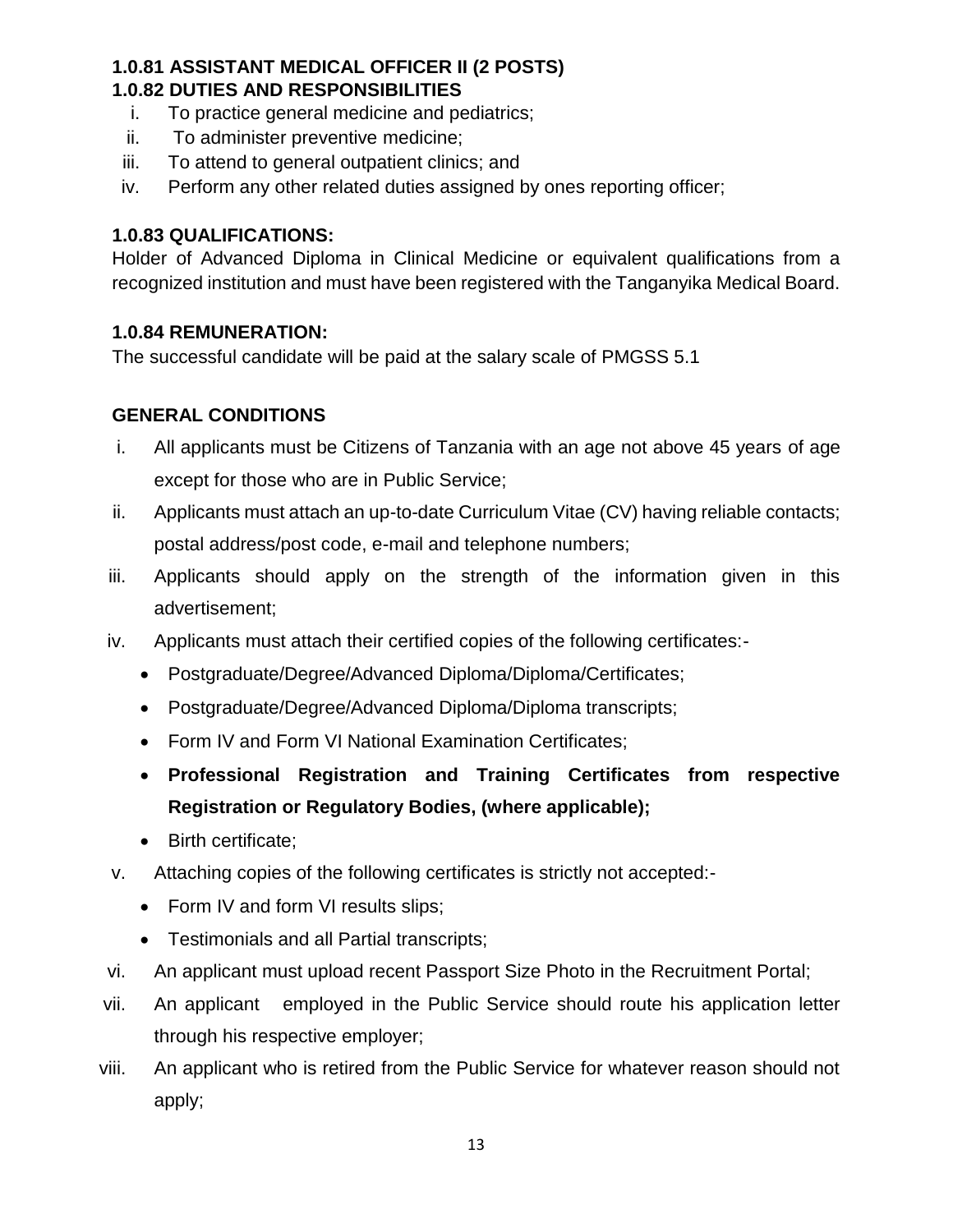### 1.0.81 ASSISTANT MEDICAL OFFICER II (2 POSTS)

### 1.0.82 DUTIES AND RESPONSIBILITIES

i. To practice general medicine and pediatrics;
ii. To administer preventive medicine;
iii. To attend to general outpatient clinics; and
iv. Perform any other related duties assigned by ones reporting officer;

### 1.0.83 QUALIFICATIONS:

Holder of Advanced Diploma in Clinical Medicine or equivalent qualifications from a recognized institution and must have been registered with the Tanganyika Medical Board.

### 1.0.84 REMUNERATION:

The successful candidate will be paid at the salary scale of PMGSS 5.1

### GENERAL CONDITIONS

i. All applicants must be Citizens of Tanzania with an age not above 45 years of age except for those who are in Public Service;
ii. Applicants must attach an up-to-date Curriculum Vitae (CV) having reliable contacts; postal address/post code, e-mail and telephone numbers;
iii. Applicants should apply on the strength of the information given in this advertisement;
iv. Applicants must attach their certified copies of the following certificates:-
   - Postgraduate/Degree/Advanced Diploma/Diploma/Certificates;
   - Postgraduate/Degree/Advanced Diploma/Diploma transcripts;
   - Form IV and Form VI National Examination Certificates;
   - **Professional Registration and Training Certificates from respective Registration or Regulatory Bodies, (where applicable);**
   - Birth certificate;
v. Attaching copies of the following certificates is strictly not accepted:-
   - Form IV and form VI results slips;
   - Testimonials and all Partial transcripts;
vi. An applicant must upload recent Passport Size Photo in the Recruitment Portal;
vii. An applicant employed in the Public Service should route his application letter through his respective employer;
viii. An applicant who is retired from the Public Service for whatever reason should not apply;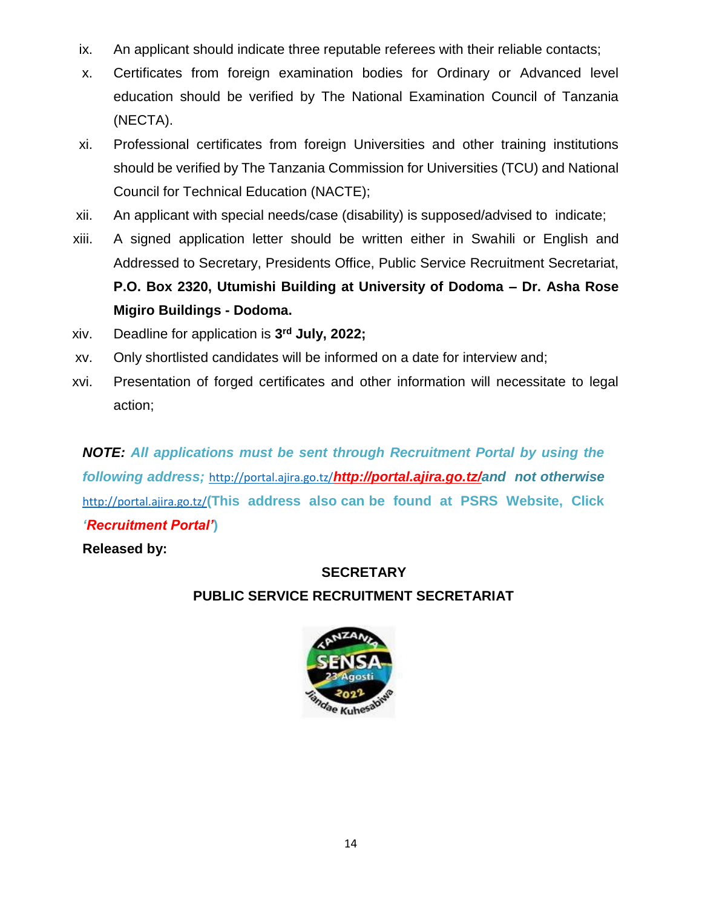ix. An applicant should indicate three reputable referees with their reliable contacts;

x. Certificates from foreign examination bodies for Ordinary or Advanced level education should be verified by The National Examination Council of Tanzania (NECTA).

xi. Professional certificates from foreign Universities and other training institutions should be verified by The Tanzania Commission for Universities (TCU) and National Council for Technical Education (NACTE);

xii. An applicant with special needs/case (disability) is supposed/advised to indicate;

xiii. A signed application letter should be written either in Swahili or English and Addressed to Secretary, Presidents Office, Public Service Recruitment Secretariat, **P.O. Box 2320, Utumishi Building at University of Dodoma – Dr. Asha Rose Migiro Buildings - Dodoma.**

xiv. Deadline for application is **3rd July, 2022;**

xv. Only shortlisted candidates will be informed on a date for interview and;

xvi. Presentation of forged certificates and other information will necessitate to legal action;

***NOTE:*** ***All applications must be sent through Recruitment Portal by using the following address;*** http://portal.ajira.go.tz/***http://portal.ajira.go.tz/and not otherwise*** http://portal.ajira.go.tz/**(This address also can be found at PSRS Website, Click *'Recruitment Portal'*)**

**Released by:**

**SECRETARY**

**PUBLIC SERVICE RECRUITMENT SECRETARIAT**

TANZANIA SENSA 23 Agosti 2022 Jiandae Kuhesabiwa